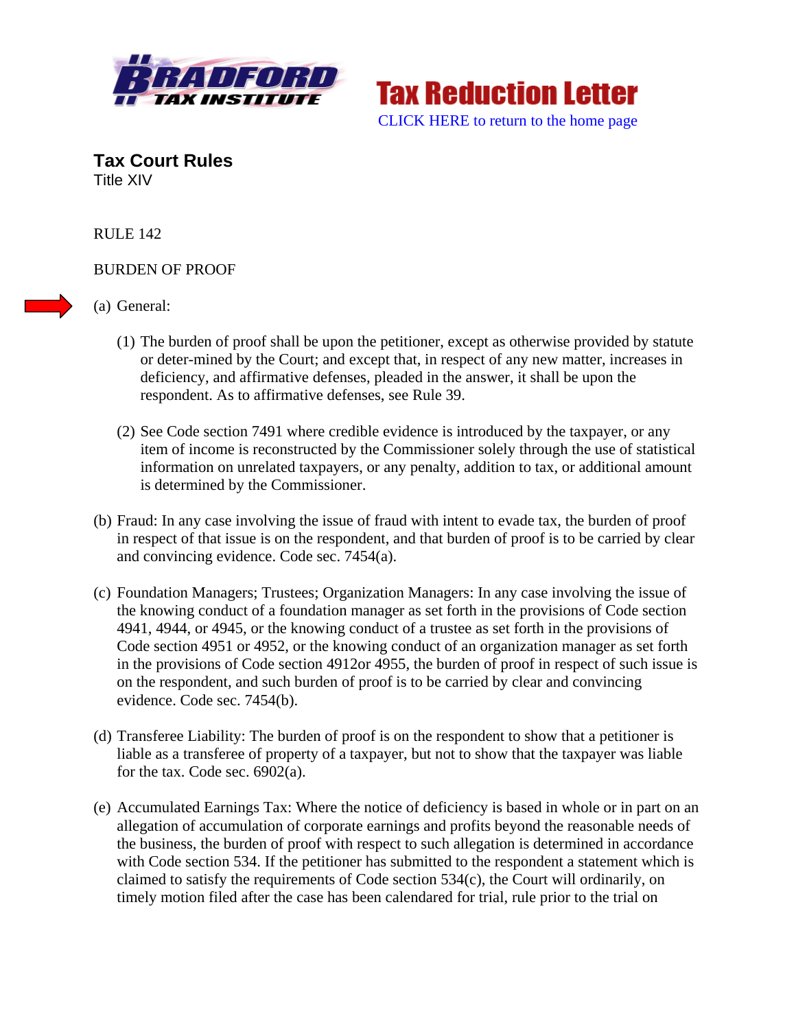Tax Reduction Letter

CLICK HERE to return to the home page

## Tax Court Rules

Title XIV

RULE 142

BURDEN OF PROOF

(a) General:

(1) The burden of proof shall be upon the petitioner, except as otherwise provided by statute or deter-mined by the Court; and except that, in respect of any new matter, increases in deficiency, and affirmative defenses, pleaded in the answer, it shall be upon the respondent. As to affirmative defenses, see Rule 39.

(2) See Code section 7491 where credible evidence is introduced by the taxpayer, or any item of income is reconstructed by the Commissioner solely through the use of statistical information on unrelated taxpayers, or any penalty, addition to tax, or additional amount is determined by the Commissioner.

(b) Fraud: In any case involving the issue of fraud with intent to evade tax, the burden of proof in respect of that issue is on the respondent, and that burden of proof is to be carried by clear and convincing evidence. Code sec. 7454(a).

(c) Foundation Managers; Trustees; Organization Managers: In any case involving the issue of the knowing conduct of a foundation manager as set forth in the provisions of Code section 4941, 4944, or 4945, or the knowing conduct of a trustee as set forth in the provisions of Code section 4951 or 4952, or the knowing conduct of an organization manager as set forth in the provisions of Code section 4912or 4955, the burden of proof in respect of such issue is on the respondent, and such burden of proof is to be carried by clear and convincing evidence. Code sec. 7454(b).

(d) Transferee Liability: The burden of proof is on the respondent to show that a petitioner is liable as a transferee of property of a taxpayer, but not to show that the taxpayer was liable for the tax. Code sec. 6902(a).

(e) Accumulated Earnings Tax: Where the notice of deficiency is based in whole or in part on an allegation of accumulation of corporate earnings and profits beyond the reasonable needs of the business, the burden of proof with respect to such allegation is determined in accordance with Code section 534. If the petitioner has submitted to the respondent a statement which is claimed to satisfy the requirements of Code section 534(c), the Court will ordinarily, on timely motion filed after the case has been calendared for trial, rule prior to the trial on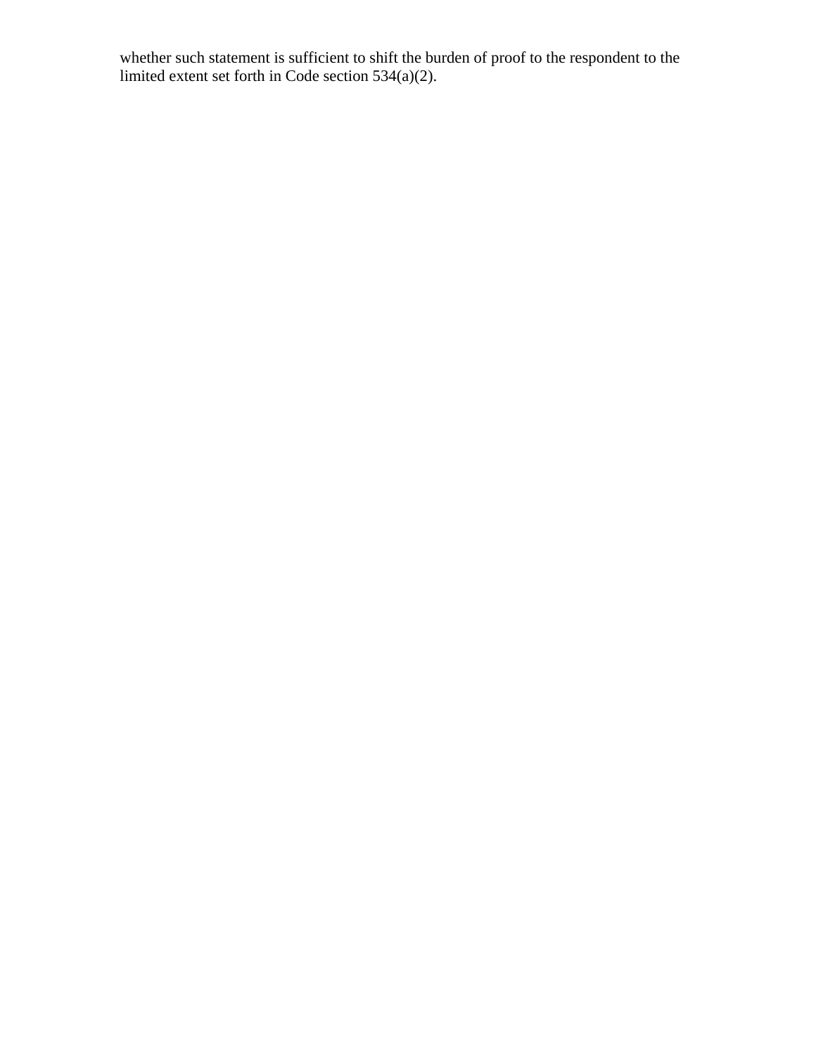whether such statement is sufficient to shift the burden of proof to the respondent to the limited extent set forth in Code section 534(a)(2).